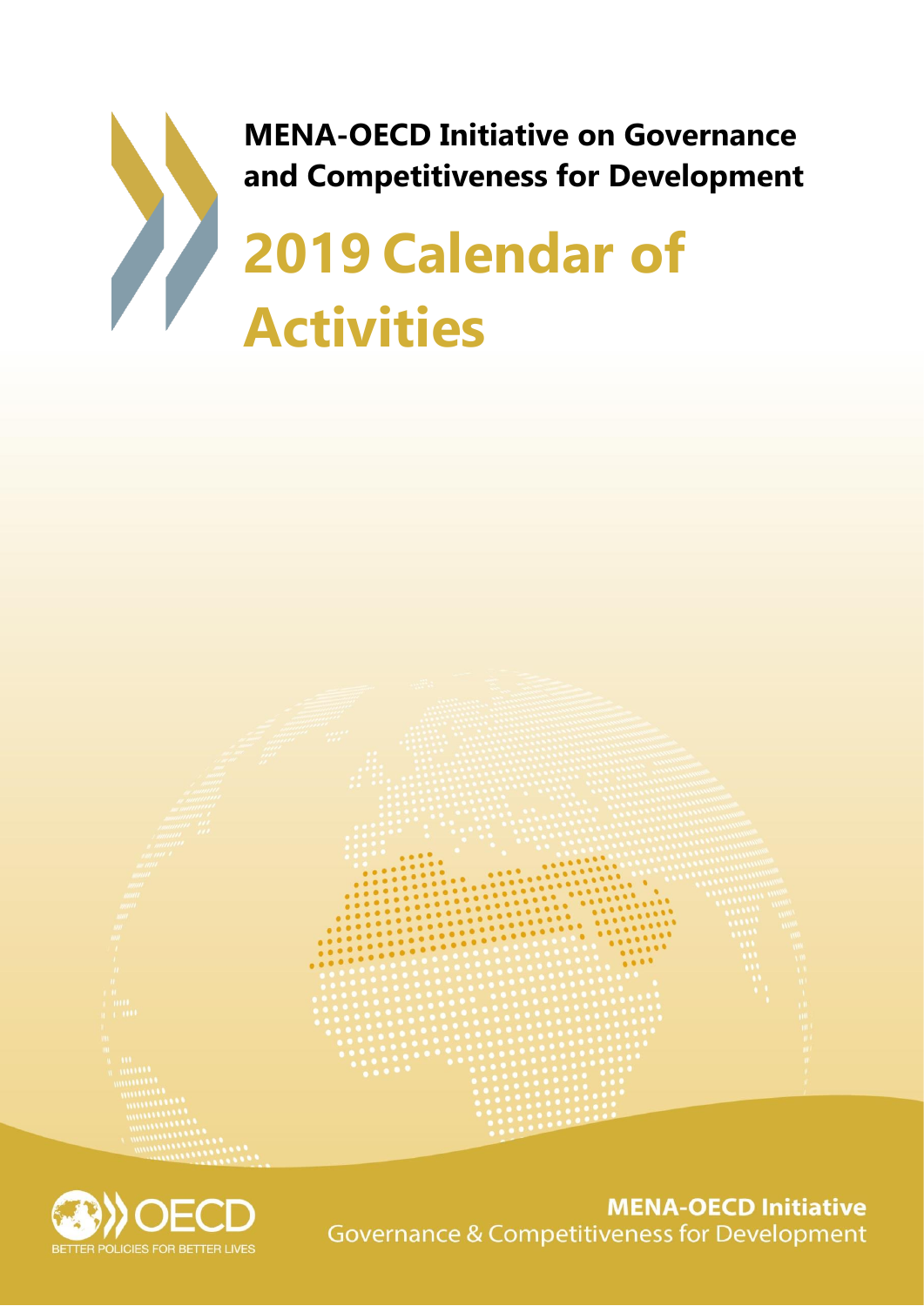**MENA-OECD Initiative on Governance and Competitiveness for Development**

# 2019 Calendar of Activities

OECD BETTER POLICIES FOR BETTER LIVES

**MENA-OECD Initiative**
Governance & Competitiveness for Development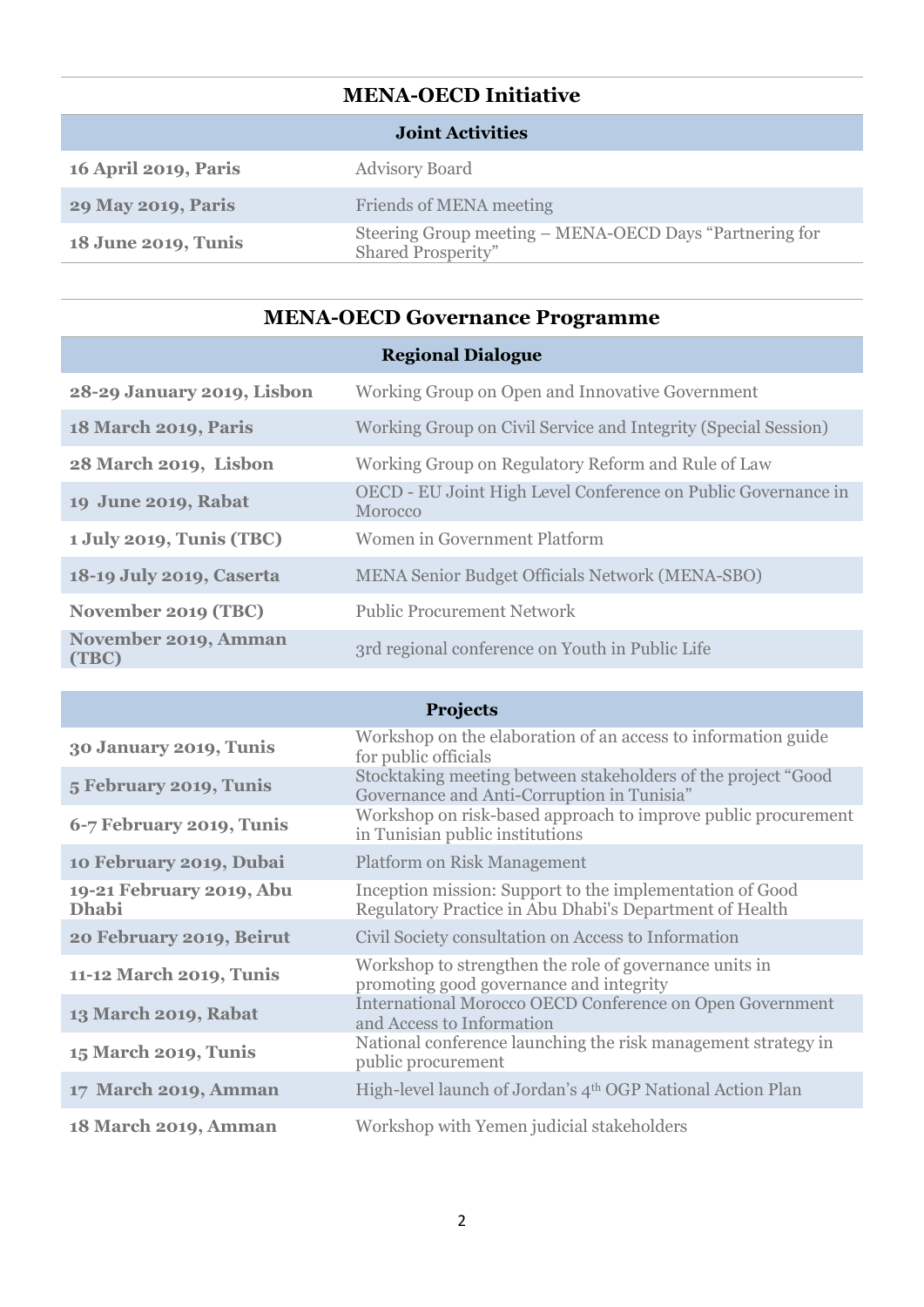## MENA-OECD Initiative

| Joint Activities | |
|---|---|
| **16 April 2019, Paris** | Advisory Board |
| **29 May 2019, Paris** | Friends of MENA meeting |
| **18 June 2019, Tunis** | Steering Group meeting – MENA-OECD Days "Partnering for Shared Prosperity" |

## MENA-OECD Governance Programme

| Regional Dialogue | |
|---|---|
| **28-29 January 2019, Lisbon** | Working Group on Open and Innovative Government |
| **18 March 2019, Paris** | Working Group on Civil Service and Integrity (Special Session) |
| **28 March 2019, Lisbon** | Working Group on Regulatory Reform and Rule of Law |
| **19 June 2019, Rabat** | OECD - EU Joint High Level Conference on Public Governance in Morocco |
| **1 July 2019, Tunis (TBC)** | Women in Government Platform |
| **18-19 July 2019, Caserta** | MENA Senior Budget Officials Network (MENA-SBO) |
| **November 2019 (TBC)** | Public Procurement Network |
| **November 2019, Amman (TBC)** | 3rd regional conference on Youth in Public Life |

| Projects | |
|---|---|
| **30 January 2019, Tunis** | Workshop on the elaboration of an access to information guide for public officials |
| **5 February 2019, Tunis** | Stocktaking meeting between stakeholders of the project "Good Governance and Anti-Corruption in Tunisia" |
| **6-7 February 2019, Tunis** | Workshop on risk-based approach to improve public procurement in Tunisian public institutions |
| **10 February 2019, Dubai** | Platform on Risk Management |
| **19-21 February 2019, Abu Dhabi** | Inception mission: Support to the implementation of Good Regulatory Practice in Abu Dhabi's Department of Health |
| **20 February 2019, Beirut** | Civil Society consultation on Access to Information |
| **11-12 March 2019, Tunis** | Workshop to strengthen the role of governance units in promoting good governance and integrity |
| **13 March 2019, Rabat** | International Morocco OECD Conference on Open Government and Access to Information |
| **15 March 2019, Tunis** | National conference launching the risk management strategy in public procurement |
| **17 March 2019, Amman** | High-level launch of Jordan's 4th OGP National Action Plan |
| **18 March 2019, Amman** | Workshop with Yemen judicial stakeholders |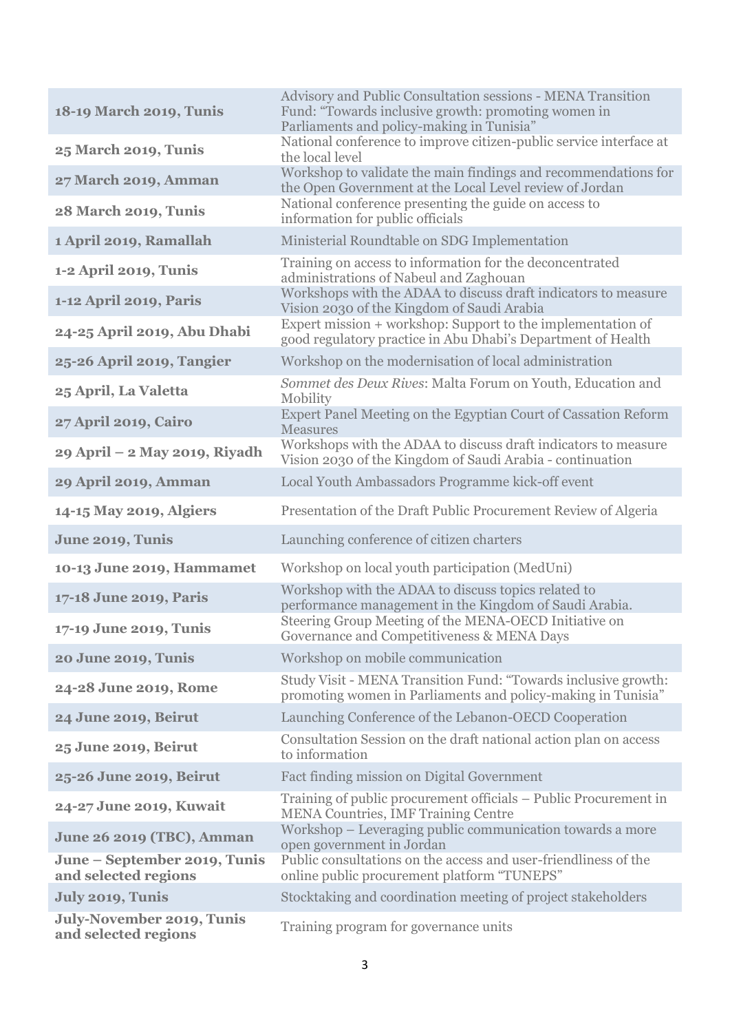| | |
|---|---|
| **18-19 March 2019, Tunis** | Advisory and Public Consultation sessions - MENA Transition Fund: "Towards inclusive growth: promoting women in Parliaments and policy-making in Tunisia" |
| **25 March 2019, Tunis** | National conference to improve citizen-public service interface at the local level |
| **27 March 2019, Amman** | Workshop to validate the main findings and recommendations for the Open Government at the Local Level review of Jordan |
| **28 March 2019, Tunis** | National conference presenting the guide on access to information for public officials |
| **1 April 2019, Ramallah** | Ministerial Roundtable on SDG Implementation |
| **1-2 April 2019, Tunis** | Training on access to information for the deconcentrated administrations of Nabeul and Zaghouan |
| **1-12 April 2019, Paris** | Workshops with the ADAA to discuss draft indicators to measure Vision 2030 of the Kingdom of Saudi Arabia |
| **24-25 April 2019, Abu Dhabi** | Expert mission + workshop: Support to the implementation of good regulatory practice in Abu Dhabi's Department of Health |
| **25-26 April 2019, Tangier** | Workshop on the modernisation of local administration |
| **25 April, La Valetta** | *Sommet des Deux Rives*: Malta Forum on Youth, Education and Mobility |
| **27 April 2019, Cairo** | Expert Panel Meeting on the Egyptian Court of Cassation Reform Measures |
| **29 April – 2 May 2019, Riyadh** | Workshops with the ADAA to discuss draft indicators to measure Vision 2030 of the Kingdom of Saudi Arabia - continuation |
| **29 April 2019, Amman** | Local Youth Ambassadors Programme kick-off event |
| **14-15 May 2019, Algiers** | Presentation of the Draft Public Procurement Review of Algeria |
| **June 2019, Tunis** | Launching conference of citizen charters |
| **10-13 June 2019, Hammamet** | Workshop on local youth participation (MedUni) |
| **17-18 June 2019, Paris** | Workshop with the ADAA to discuss topics related to performance management in the Kingdom of Saudi Arabia. |
| **17-19 June 2019, Tunis** | Steering Group Meeting of the MENA-OECD Initiative on Governance and Competitiveness & MENA Days |
| **20 June 2019, Tunis** | Workshop on mobile communication |
| **24-28 June 2019, Rome** | Study Visit - MENA Transition Fund: "Towards inclusive growth: promoting women in Parliaments and policy-making in Tunisia" |
| **24 June 2019, Beirut** | Launching Conference of the Lebanon-OECD Cooperation |
| **25 June 2019, Beirut** | Consultation Session on the draft national action plan on access to information |
| **25-26 June 2019, Beirut** | Fact finding mission on Digital Government |
| **24-27 June 2019, Kuwait** | Training of public procurement officials – Public Procurement in MENA Countries, IMF Training Centre |
| **June 26 2019 (TBC), Amman** | Workshop – Leveraging public communication towards a more open government in Jordan |
| **June – September 2019, Tunis and selected regions** | Public consultations on the access and user-friendliness of the online public procurement platform "TUNEPS" |
| **July 2019, Tunis** | Stocktaking and coordination meeting of project stakeholders |
| **July-November 2019, Tunis and selected regions** | Training program for governance units |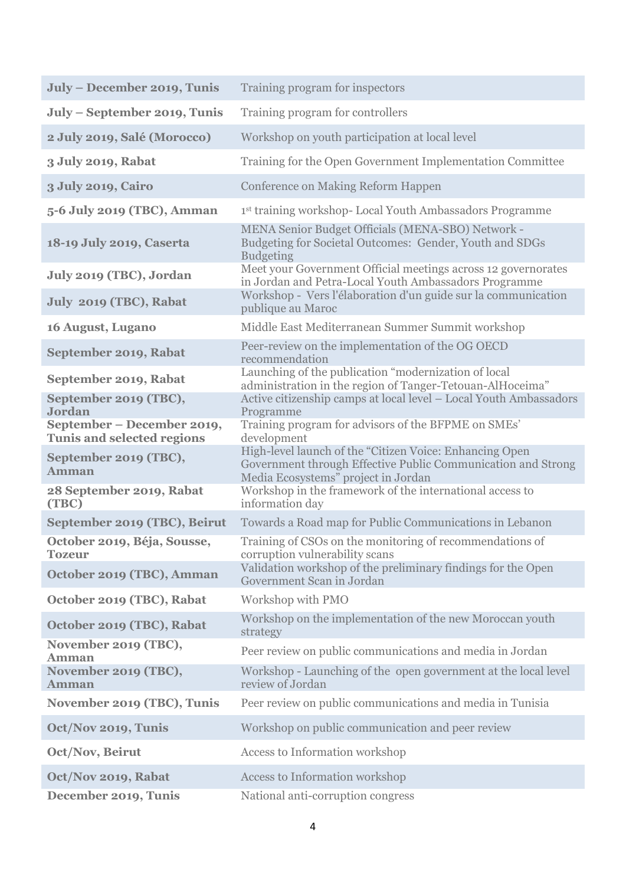| | |
|---|---|
| **July – December 2019, Tunis** | Training program for inspectors |
| **July – September 2019, Tunis** | Training program for controllers |
| **2 July 2019, Salé (Morocco)** | Workshop on youth participation at local level |
| **3 July 2019, Rabat** | Training for the Open Government Implementation Committee |
| **3 July 2019, Cairo** | Conference on Making Reform Happen |
| **5-6 July 2019 (TBC), Amman** | 1st training workshop- Local Youth Ambassadors Programme |
| **18-19 July 2019, Caserta** | MENA Senior Budget Officials (MENA-SBO) Network - Budgeting for Societal Outcomes: Gender, Youth and SDGs Budgeting |
| **July 2019 (TBC), Jordan** | Meet your Government Official meetings across 12 governorates in Jordan and Petra-Local Youth Ambassadors Programme |
| **July 2019 (TBC), Rabat** | Workshop - Vers l'élaboration d'un guide sur la communication publique au Maroc |
| **16 August, Lugano** | Middle East Mediterranean Summer Summit workshop |
| **September 2019, Rabat** | Peer-review on the implementation of the OG OECD recommendation |
| **September 2019, Rabat** | Launching of the publication "modernization of local administration in the region of Tanger-Tetouan-AlHoceima" |
| **September 2019 (TBC), Jordan** | Active citizenship camps at local level – Local Youth Ambassadors Programme |
| **September – December 2019, Tunis and selected regions** | Training program for advisors of the BFPME on SMEs' development |
| **September 2019 (TBC), Amman** | High-level launch of the "Citizen Voice: Enhancing Open Government through Effective Public Communication and Strong Media Ecosystems" project in Jordan |
| **28 September 2019, Rabat (TBC)** | Workshop in the framework of the international access to information day |
| **September 2019 (TBC), Beirut** | Towards a Road map for Public Communications in Lebanon |
| **October 2019, Béja, Sousse, Tozeur** | Training of CSOs on the monitoring of recommendations of corruption vulnerability scans |
| **October 2019 (TBC), Amman** | Validation workshop of the preliminary findings for the Open Government Scan in Jordan |
| **October 2019 (TBC), Rabat** | Workshop with PMO |
| **October 2019 (TBC), Rabat** | Workshop on the implementation of the new Moroccan youth strategy |
| **November 2019 (TBC), Amman** | Peer review on public communications and media in Jordan |
| **November 2019 (TBC), Amman** | Workshop - Launching of the open government at the local level review of Jordan |
| **November 2019 (TBC), Tunis** | Peer review on public communications and media in Tunisia |
| **Oct/Nov 2019, Tunis** | Workshop on public communication and peer review |
| **Oct/Nov, Beirut** | Access to Information workshop |
| **Oct/Nov 2019, Rabat** | Access to Information workshop |
| **December 2019, Tunis** | National anti-corruption congress |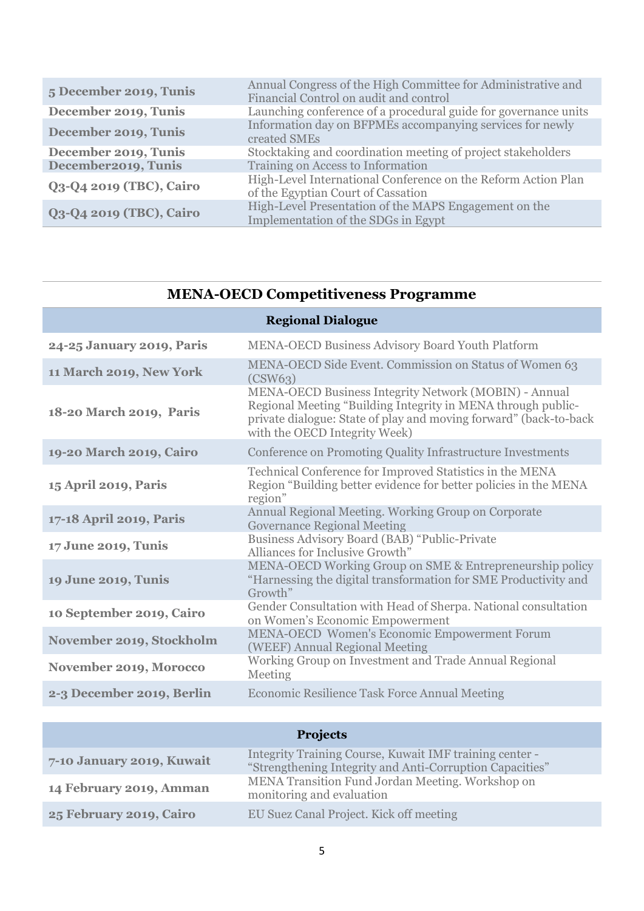| | |
|---|---|
| **5 December 2019, Tunis** | Annual Congress of the High Committee for Administrative and Financial Control on audit and control |
| **December 2019, Tunis** | Launching conference of a procedural guide for governance units |
| **December 2019, Tunis** | Information day on BFPMEs accompanying services for newly created SMEs |
| **December 2019, Tunis** | Stocktaking and coordination meeting of project stakeholders |
| **December2019, Tunis** | Training on Access to Information |
| **Q3-Q4 2019 (TBC), Cairo** | High-Level International Conference on the Reform Action Plan of the Egyptian Court of Cassation |
| **Q3-Q4 2019 (TBC), Cairo** | High-Level Presentation of the MAPS Engagement on the Implementation of the SDGs in Egypt |

## MENA-OECD Competitiveness Programme

| **Regional Dialogue** | |
|---|---|
| **24-25 January 2019, Paris** | MENA-OECD Business Advisory Board Youth Platform |
| **11 March 2019, New York** | MENA-OECD Side Event. Commission on Status of Women 63 (CSW63) |
| **18-20 March 2019, Paris** | MENA-OECD Business Integrity Network (MOBIN) - Annual Regional Meeting "Building Integrity in MENA through public-private dialogue: State of play and moving forward" (back-to-back with the OECD Integrity Week) |
| **19-20 March 2019, Cairo** | Conference on Promoting Quality Infrastructure Investments |
| **15 April 2019, Paris** | Technical Conference for Improved Statistics in the MENA Region "Building better evidence for better policies in the MENA region" |
| **17-18 April 2019, Paris** | Annual Regional Meeting. Working Group on Corporate Governance Regional Meeting |
| **17 June 2019, Tunis** | Business Advisory Board (BAB) "Public-Private Alliances for Inclusive Growth" |
| **19 June 2019, Tunis** | MENA-OECD Working Group on SME & Entrepreneurship policy "Harnessing the digital transformation for SME Productivity and Growth" |
| **10 September 2019, Cairo** | Gender Consultation with Head of Sherpa. National consultation on Women's Economic Empowerment |
| **November 2019, Stockholm** | MENA-OECD Women's Economic Empowerment Forum (WEEF) Annual Regional Meeting |
| **November 2019, Morocco** | Working Group on Investment and Trade Annual Regional Meeting |
| **2-3 December 2019, Berlin** | Economic Resilience Task Force Annual Meeting |

| **Projects** | |
|---|---|
| **7-10 January 2019, Kuwait** | Integrity Training Course, Kuwait IMF training center - "Strengthening Integrity and Anti-Corruption Capacities" |
| **14 February 2019, Amman** | MENA Transition Fund Jordan Meeting. Workshop on monitoring and evaluation |
| **25 February 2019, Cairo** | EU Suez Canal Project. Kick off meeting |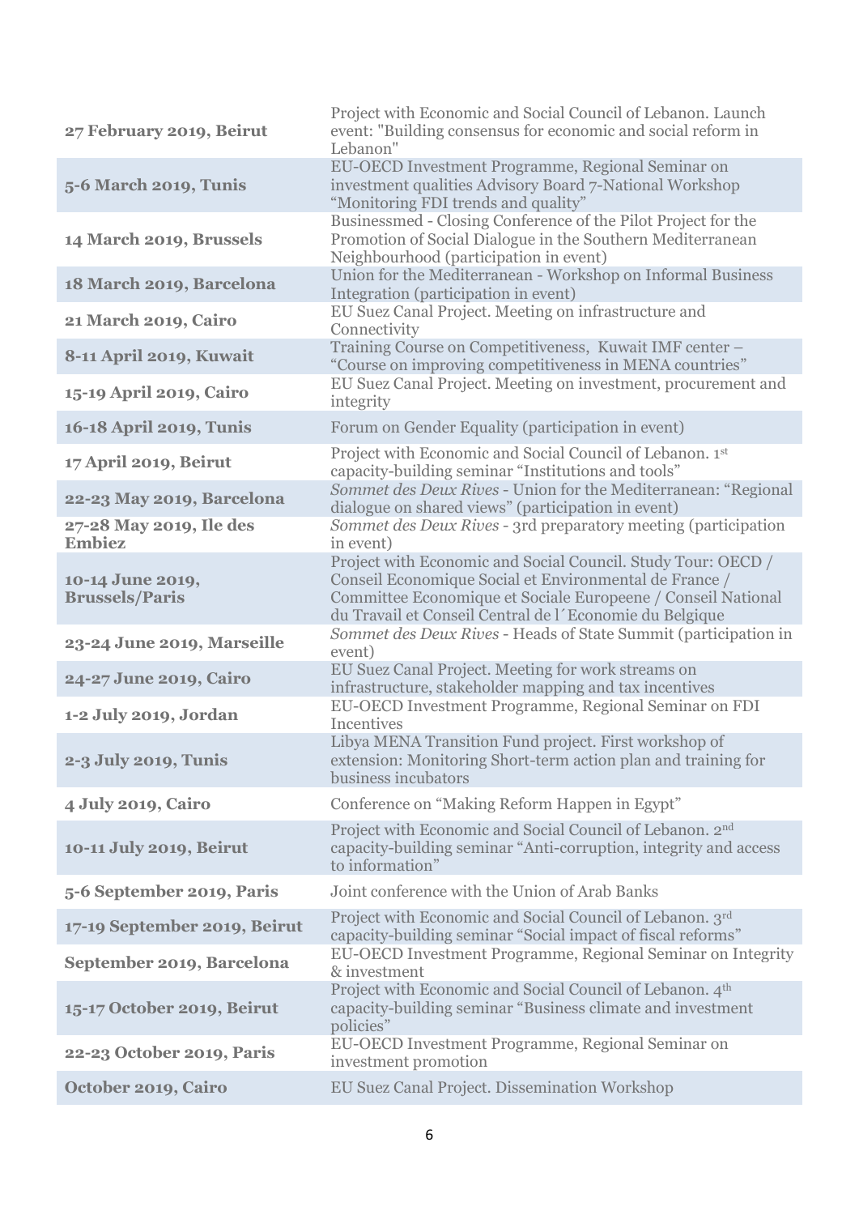| | |
|---|---|
| **27 February 2019, Beirut** | Project with Economic and Social Council of Lebanon. Launch event: "Building consensus for economic and social reform in Lebanon" |
| **5-6 March 2019, Tunis** | EU-OECD Investment Programme, Regional Seminar on investment qualities Advisory Board 7-National Workshop "Monitoring FDI trends and quality" |
| **14 March 2019, Brussels** | Businessmed - Closing Conference of the Pilot Project for the Promotion of Social Dialogue in the Southern Mediterranean Neighbourhood (participation in event) |
| **18 March 2019, Barcelona** | Union for the Mediterranean - Workshop on Informal Business Integration (participation in event) |
| **21 March 2019, Cairo** | EU Suez Canal Project. Meeting on infrastructure and Connectivity |
| **8-11 April 2019, Kuwait** | Training Course on Competitiveness, Kuwait IMF center – "Course on improving competitiveness in MENA countries" |
| **15-19 April 2019, Cairo** | EU Suez Canal Project. Meeting on investment, procurement and integrity |
| **16-18 April 2019, Tunis** | Forum on Gender Equality (participation in event) |
| **17 April 2019, Beirut** | Project with Economic and Social Council of Lebanon. 1st capacity-building seminar "Institutions and tools" |
| **22-23 May 2019, Barcelona** | *Sommet des Deux Rives* - Union for the Mediterranean: "Regional dialogue on shared views" (participation in event) |
| **27-28 May 2019, Ile des Embiez** | *Sommet des Deux Rives* - 3rd preparatory meeting (participation in event) |
| **10-14 June 2019, Brussels/Paris** | Project with Economic and Social Council. Study Tour: OECD / Conseil Economique Social et Environmental de France / Committee Economique et Sociale Europeene / Conseil National du Travail et Conseil Central de l´Economie du Belgique |
| **23-24 June 2019, Marseille** | *Sommet des Deux Rives* - Heads of State Summit (participation in event) |
| **24-27 June 2019, Cairo** | EU Suez Canal Project. Meeting for work streams on infrastructure, stakeholder mapping and tax incentives |
| **1-2 July 2019, Jordan** | EU-OECD Investment Programme, Regional Seminar on FDI Incentives |
| **2-3 July 2019, Tunis** | Libya MENA Transition Fund project. First workshop of extension: Monitoring Short-term action plan and training for business incubators |
| **4 July 2019, Cairo** | Conference on "Making Reform Happen in Egypt" |
| **10-11 July 2019, Beirut** | Project with Economic and Social Council of Lebanon. 2nd capacity-building seminar "Anti-corruption, integrity and access to information" |
| **5-6 September 2019, Paris** | Joint conference with the Union of Arab Banks |
| **17-19 September 2019, Beirut** | Project with Economic and Social Council of Lebanon. 3rd capacity-building seminar "Social impact of fiscal reforms" |
| **September 2019, Barcelona** | EU-OECD Investment Programme, Regional Seminar on Integrity & investment |
| **15-17 October 2019, Beirut** | Project with Economic and Social Council of Lebanon. 4th capacity-building seminar "Business climate and investment policies" |
| **22-23 October 2019, Paris** | EU-OECD Investment Programme, Regional Seminar on investment promotion |
| **October 2019, Cairo** | EU Suez Canal Project. Dissemination Workshop |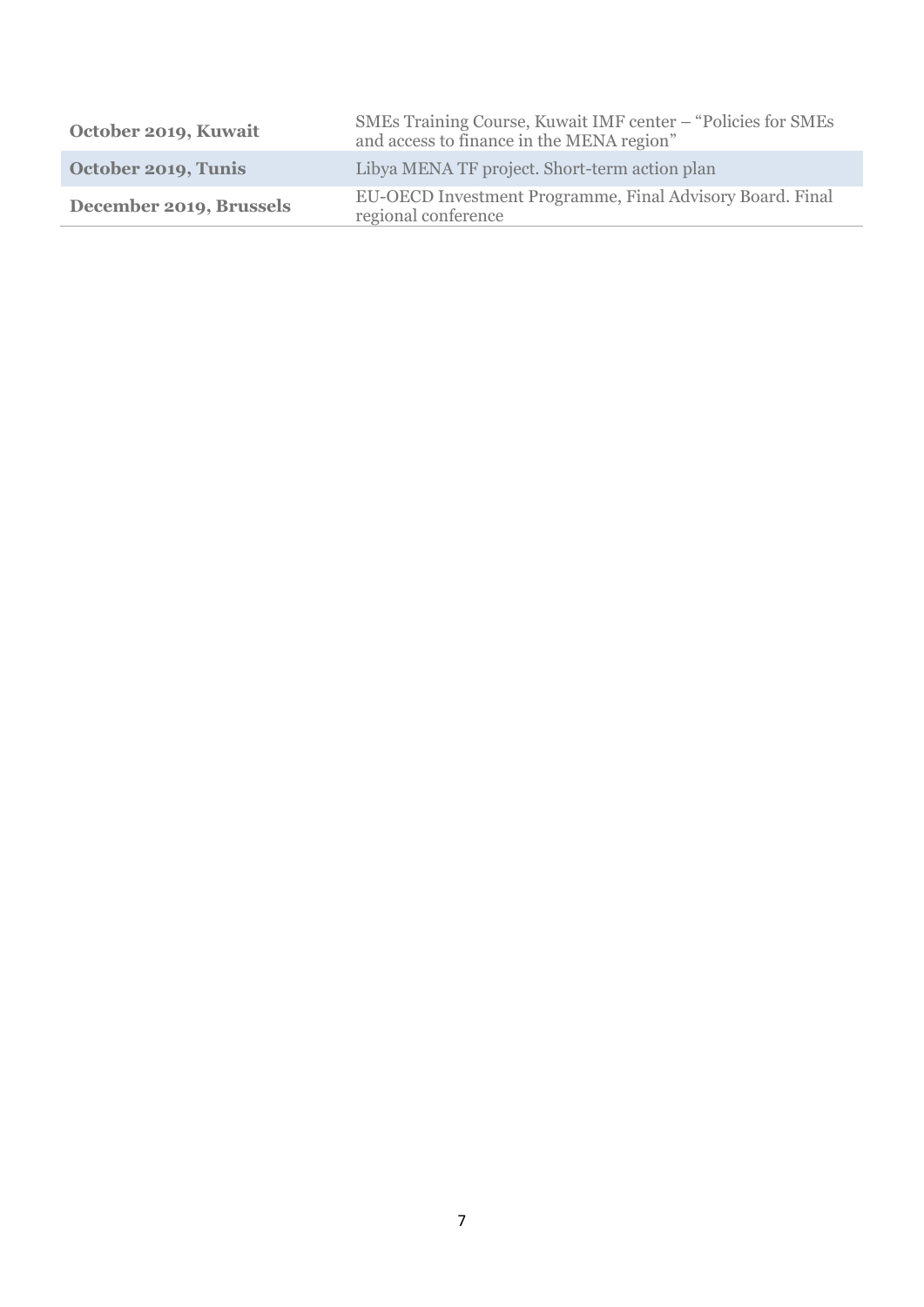| | |
|---|---|
| **October 2019, Kuwait** | SMEs Training Course, Kuwait IMF center – "Policies for SMEs and access to finance in the MENA region" |
| **October 2019, Tunis** | Libya MENA TF project. Short-term action plan |
| **December 2019, Brussels** | EU-OECD Investment Programme, Final Advisory Board. Final regional conference |